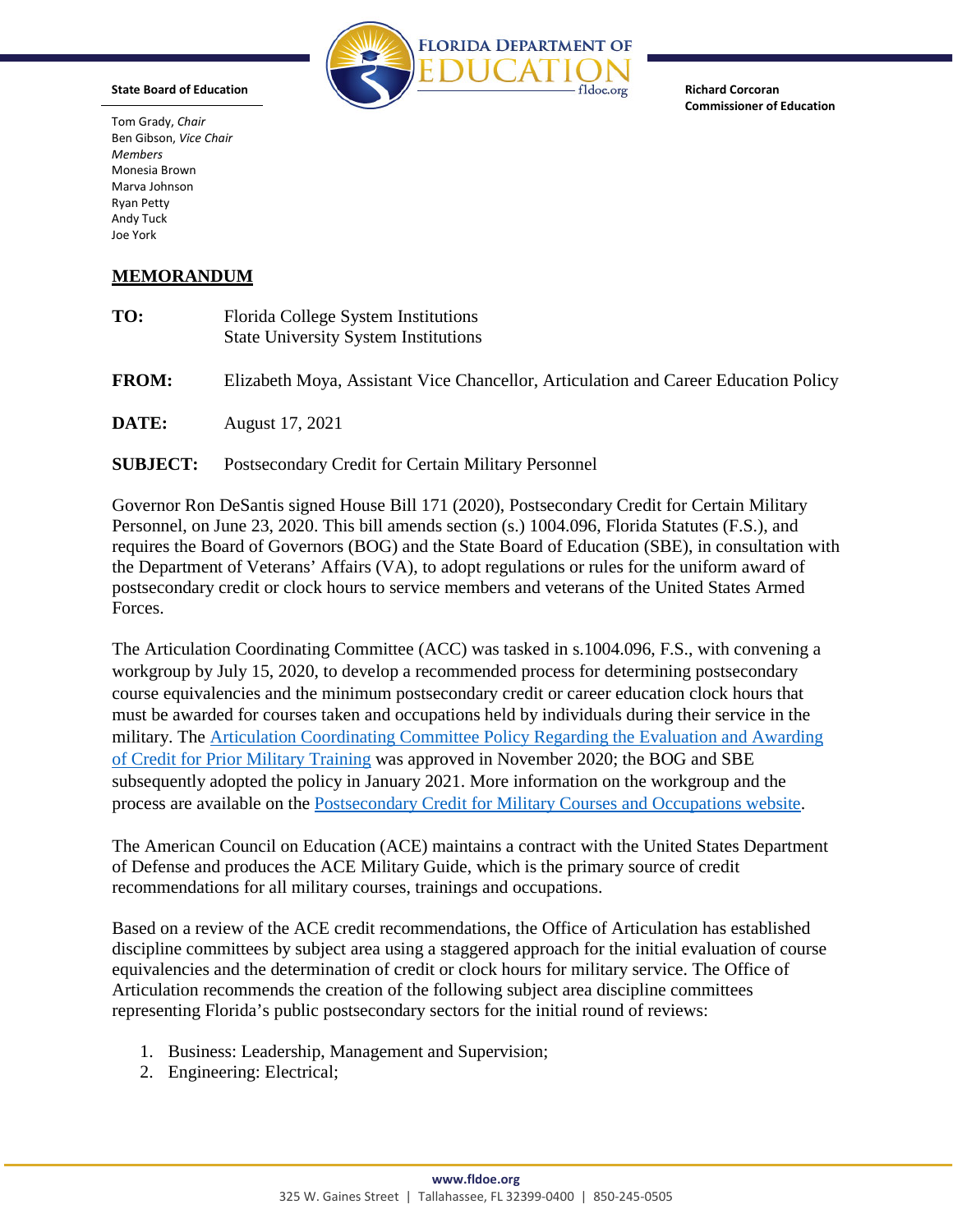FLORIDA DEPARTMENT OF EDUCATION
fldoe.org

**State Board of Education**

Tom Grady, *Chair*
Ben Gibson, *Vice Chair*
*Members*
Monesia Brown
Marva Johnson
Ryan Petty
Andy Tuck
Joe York

**Richard Corcoran**
**Commissioner of Education**

**MEMORANDUM**

**TO:** Florida College System Institutions
State University System Institutions

**FROM:** Elizabeth Moya, Assistant Vice Chancellor, Articulation and Career Education Policy

**DATE:** August 17, 2021

**SUBJECT:** Postsecondary Credit for Certain Military Personnel

Governor Ron DeSantis signed House Bill 171 (2020), Postsecondary Credit for Certain Military Personnel, on June 23, 2020. This bill amends section (s.) 1004.096, Florida Statutes (F.S.), and requires the Board of Governors (BOG) and the State Board of Education (SBE), in consultation with the Department of Veterans' Affairs (VA), to adopt regulations or rules for the uniform award of postsecondary credit or clock hours to service members and veterans of the United States Armed Forces.

The Articulation Coordinating Committee (ACC) was tasked in s.1004.096, F.S., with convening a workgroup by July 15, 2020, to develop a recommended process for determining postsecondary course equivalencies and the minimum postsecondary credit or career education clock hours that must be awarded for courses taken and occupations held by individuals during their service in the military. The Articulation Coordinating Committee Policy Regarding the Evaluation and Awarding of Credit for Prior Military Training was approved in November 2020; the BOG and SBE subsequently adopted the policy in January 2021. More information on the workgroup and the process are available on the Postsecondary Credit for Military Courses and Occupations website.

The American Council on Education (ACE) maintains a contract with the United States Department of Defense and produces the ACE Military Guide, which is the primary source of credit recommendations for all military courses, trainings and occupations.

Based on a review of the ACE credit recommendations, the Office of Articulation has established discipline committees by subject area using a staggered approach for the initial evaluation of course equivalencies and the determination of credit or clock hours for military service. The Office of Articulation recommends the creation of the following subject area discipline committees representing Florida's public postsecondary sectors for the initial round of reviews:

1. Business: Leadership, Management and Supervision;
2. Engineering: Electrical;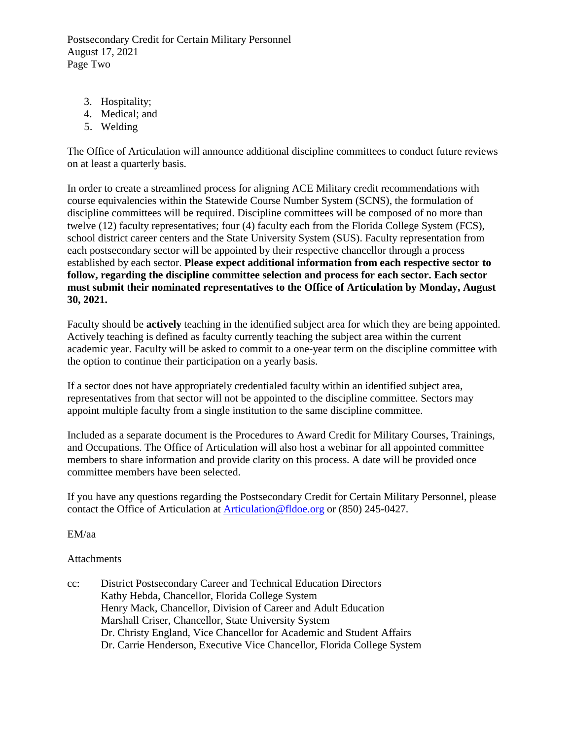3. Hospitality;
4. Medical; and
5. Welding

The Office of Articulation will announce additional discipline committees to conduct future reviews on at least a quarterly basis.

In order to create a streamlined process for aligning ACE Military credit recommendations with course equivalencies within the Statewide Course Number System (SCNS), the formulation of discipline committees will be required. Discipline committees will be composed of no more than twelve (12) faculty representatives; four (4) faculty each from the Florida College System (FCS), school district career centers and the State University System (SUS). Faculty representation from each postsecondary sector will be appointed by their respective chancellor through a process established by each sector. **Please expect additional information from each respective sector to follow, regarding the discipline committee selection and process for each sector. Each sector must submit their nominated representatives to the Office of Articulation by Monday, August 30, 2021.**

Faculty should be **actively** teaching in the identified subject area for which they are being appointed. Actively teaching is defined as faculty currently teaching the subject area within the current academic year. Faculty will be asked to commit to a one-year term on the discipline committee with the option to continue their participation on a yearly basis.

If a sector does not have appropriately credentialed faculty within an identified subject area, representatives from that sector will not be appointed to the discipline committee. Sectors may appoint multiple faculty from a single institution to the same discipline committee.

Included as a separate document is the Procedures to Award Credit for Military Courses, Trainings, and Occupations. The Office of Articulation will also host a webinar for all appointed committee members to share information and provide clarity on this process. A date will be provided once committee members have been selected.

If you have any questions regarding the Postsecondary Credit for Certain Military Personnel, please contact the Office of Articulation at Articulation@fldoe.org or (850) 245-0427.

EM/aa

Attachments

cc: District Postsecondary Career and Technical Education Directors
Kathy Hebda, Chancellor, Florida College System
Henry Mack, Chancellor, Division of Career and Adult Education
Marshall Criser, Chancellor, State University System
Dr. Christy England, Vice Chancellor for Academic and Student Affairs
Dr. Carrie Henderson, Executive Vice Chancellor, Florida College System